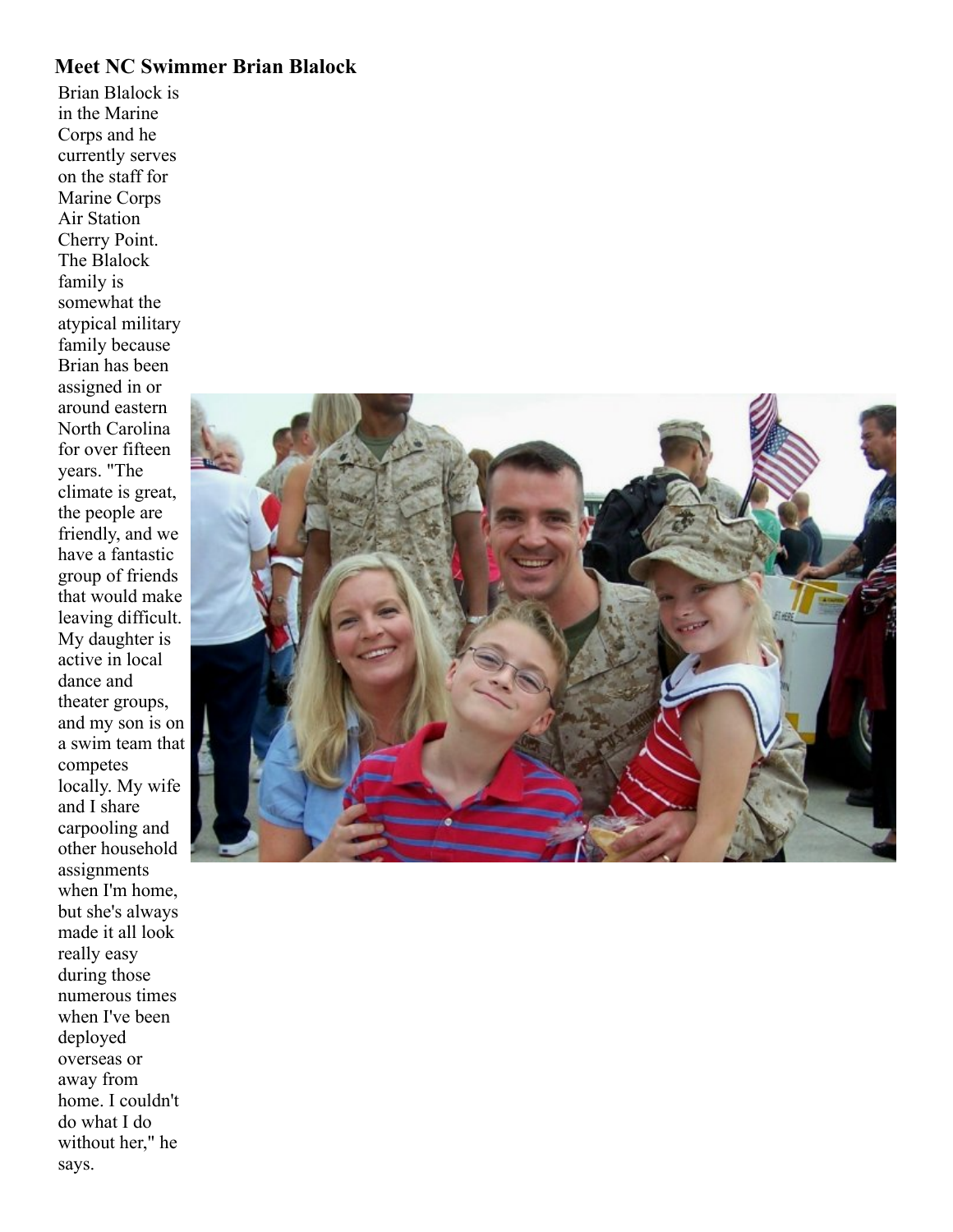# Meet NC Swimmer Brian Blalock

Brian Blalock is in the Marine Corps and he currently serves on the staff for Marine Corps Air Station Cherry Point. The Blalock family is somewhat the atypical military family because Brian has been assigned in or around eastern North Carolina for over fifteen years. "The climate is great, the people are friendly, and we have a fantastic group of friends that would make leaving difficult. My daughter is active in local dance and theater groups, and my son is on a swim team that competes locally. My wife and I share carpooling and other household assignments when I'm home, but she's always made it all look really easy during those numerous times when I've been deployed overseas or away from home. I couldn't do what I do without her," he says.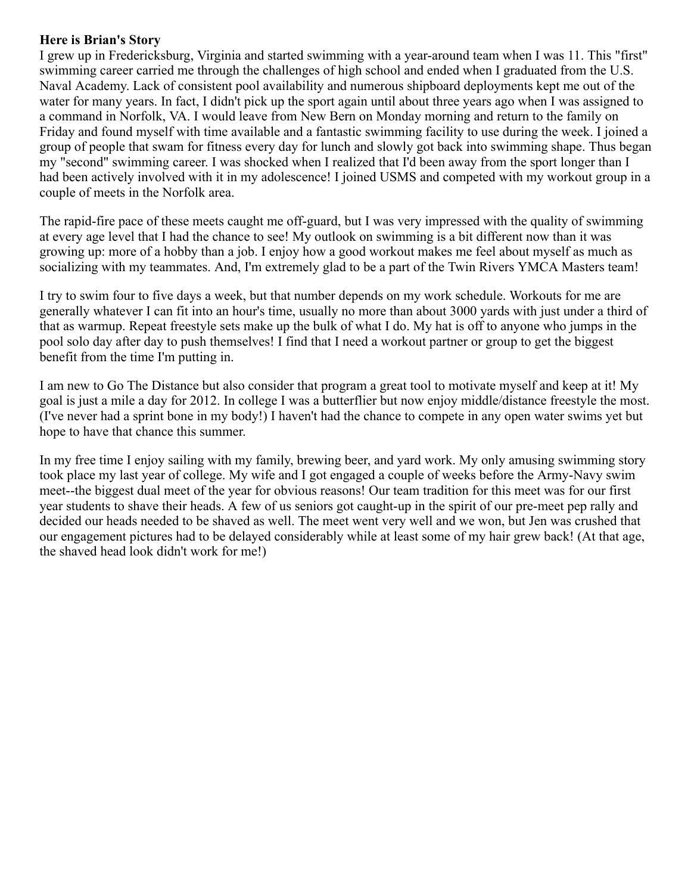**Here is Brian's Story**

I grew up in Fredericksburg, Virginia and started swimming with a year-around team when I was 11. This "first" swimming career carried me through the challenges of high school and ended when I graduated from the U.S. Naval Academy. Lack of consistent pool availability and numerous shipboard deployments kept me out of the water for many years. In fact, I didn't pick up the sport again until about three years ago when I was assigned to a command in Norfolk, VA. I would leave from New Bern on Monday morning and return to the family on Friday and found myself with time available and a fantastic swimming facility to use during the week. I joined a group of people that swam for fitness every day for lunch and slowly got back into swimming shape. Thus began my "second" swimming career. I was shocked when I realized that I'd been away from the sport longer than I had been actively involved with it in my adolescence! I joined USMS and competed with my workout group in a couple of meets in the Norfolk area.

The rapid-fire pace of these meets caught me off-guard, but I was very impressed with the quality of swimming at every age level that I had the chance to see! My outlook on swimming is a bit different now than it was growing up: more of a hobby than a job. I enjoy how a good workout makes me feel about myself as much as socializing with my teammates. And, I'm extremely glad to be a part of the Twin Rivers YMCA Masters team!

I try to swim four to five days a week, but that number depends on my work schedule. Workouts for me are generally whatever I can fit into an hour's time, usually no more than about 3000 yards with just under a third of that as warmup. Repeat freestyle sets make up the bulk of what I do. My hat is off to anyone who jumps in the pool solo day after day to push themselves! I find that I need a workout partner or group to get the biggest benefit from the time I'm putting in.

I am new to Go The Distance but also consider that program a great tool to motivate myself and keep at it! My goal is just a mile a day for 2012. In college I was a butterflier but now enjoy middle/distance freestyle the most. (I've never had a sprint bone in my body!) I haven't had the chance to compete in any open water swims yet but hope to have that chance this summer.

In my free time I enjoy sailing with my family, brewing beer, and yard work. My only amusing swimming story took place my last year of college. My wife and I got engaged a couple of weeks before the Army-Navy swim meet--the biggest dual meet of the year for obvious reasons! Our team tradition for this meet was for our first year students to shave their heads. A few of us seniors got caught-up in the spirit of our pre-meet pep rally and decided our heads needed to be shaved as well. The meet went very well and we won, but Jen was crushed that our engagement pictures had to be delayed considerably while at least some of my hair grew back! (At that age, the shaved head look didn't work for me!)